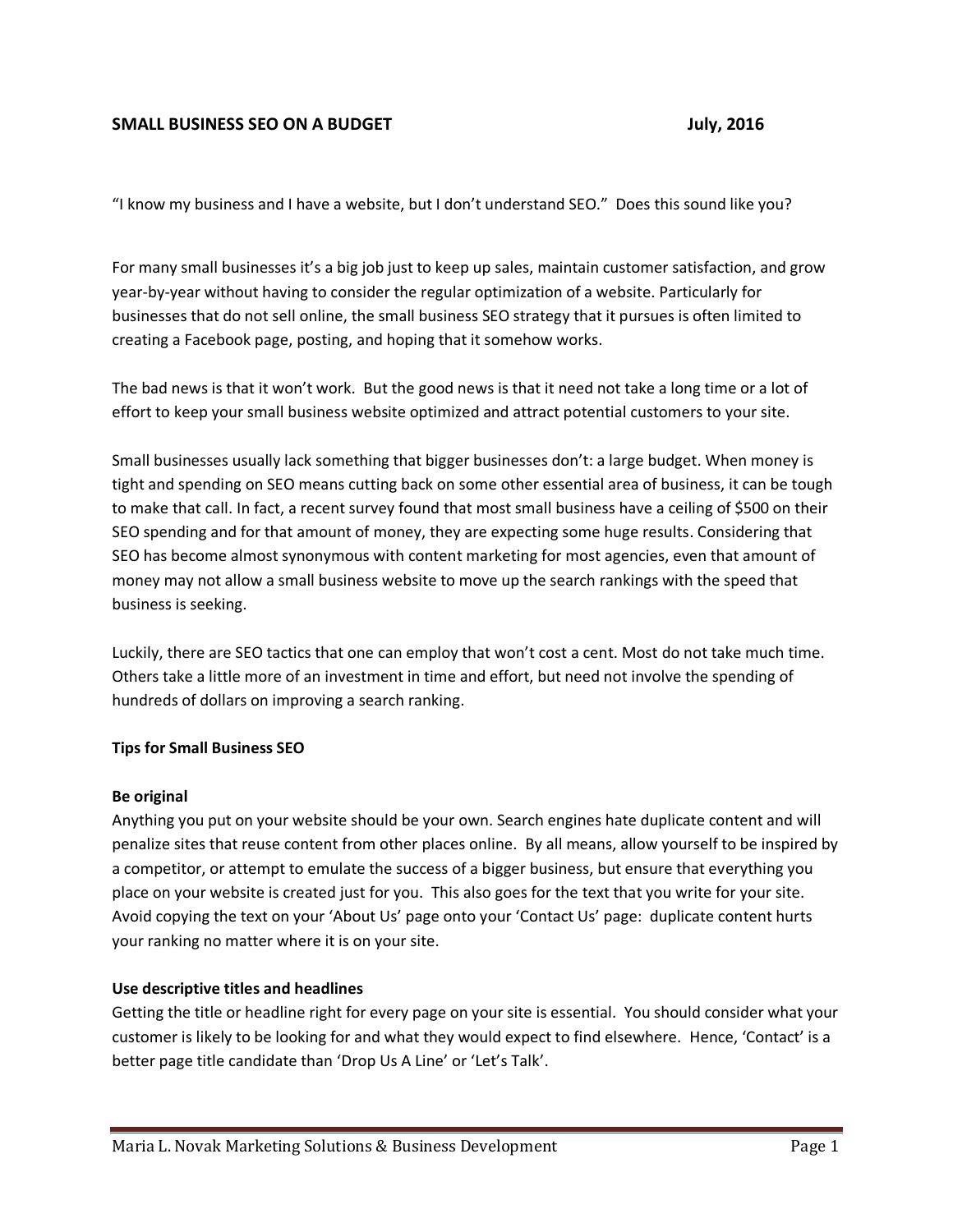# SMALL BUSINESS SEO ON A BUDGET July, 2016

"I know my business and I have a website, but I don't understand SEO." Does this sound like you?

For many small businesses it's a big job just to keep up sales, maintain customer satisfaction, and grow year-by-year without having to consider the regular optimization of a website. Particularly for businesses that do not sell online, the small business SEO strategy that it pursues is often limited to creating a Facebook page, posting, and hoping that it somehow works.

The bad news is that it won't work. But the good news is that it need not take a long time or a lot of effort to keep your small business website optimized and attract potential customers to your site.

Small businesses usually lack something that bigger businesses don't: a large budget. When money is tight and spending on SEO means cutting back on some other essential area of business, it can be tough to make that call. In fact, a recent survey found that most small business have a ceiling of $500 on their SEO spending and for that amount of money, they are expecting some huge results. Considering that SEO has become almost synonymous with content marketing for most agencies, even that amount of money may not allow a small business website to move up the search rankings with the speed that business is seeking.

Luckily, there are SEO tactics that one can employ that won't cost a cent. Most do not take much time. Others take a little more of an investment in time and effort, but need not involve the spending of hundreds of dollars on improving a search ranking.

## Tips for Small Business SEO

### Be original

Anything you put on your website should be your own. Search engines hate duplicate content and will penalize sites that reuse content from other places online. By all means, allow yourself to be inspired by a competitor, or attempt to emulate the success of a bigger business, but ensure that everything you place on your website is created just for you. This also goes for the text that you write for your site. Avoid copying the text on your 'About Us' page onto your 'Contact Us' page: duplicate content hurts your ranking no matter where it is on your site.

### Use descriptive titles and headlines

Getting the title or headline right for every page on your site is essential. You should consider what your customer is likely to be looking for and what they would expect to find elsewhere. Hence, 'Contact' is a better page title candidate than 'Drop Us A Line' or 'Let's Talk'.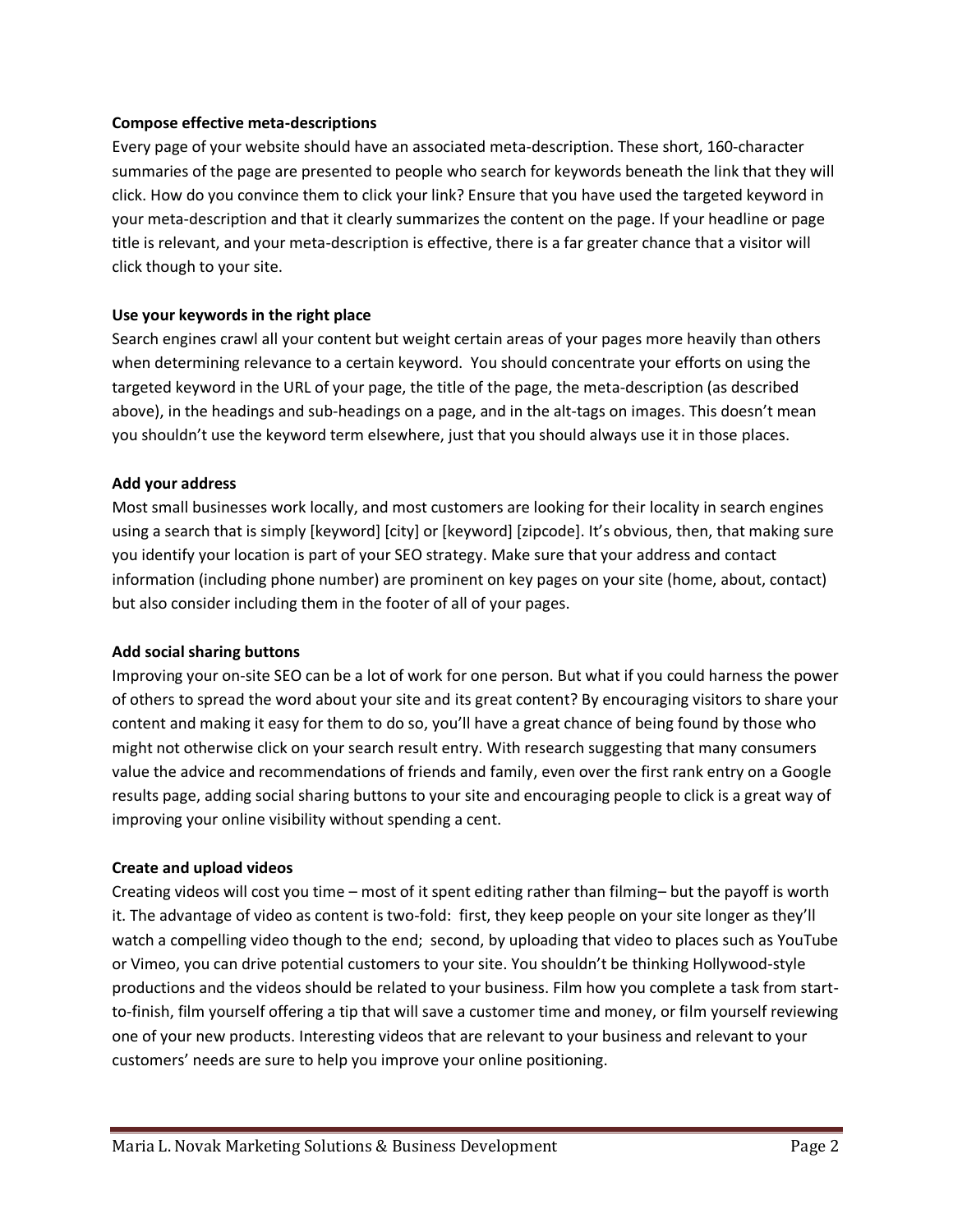**Compose effective meta-descriptions**

Every page of your website should have an associated meta-description. These short, 160-character summaries of the page are presented to people who search for keywords beneath the link that they will click. How do you convince them to click your link? Ensure that you have used the targeted keyword in your meta-description and that it clearly summarizes the content on the page. If your headline or page title is relevant, and your meta-description is effective, there is a far greater chance that a visitor will click though to your site.

**Use your keywords in the right place**

Search engines crawl all your content but weight certain areas of your pages more heavily than others when determining relevance to a certain keyword. You should concentrate your efforts on using the targeted keyword in the URL of your page, the title of the page, the meta-description (as described above), in the headings and sub-headings on a page, and in the alt-tags on images. This doesn't mean you shouldn't use the keyword term elsewhere, just that you should always use it in those places.

**Add your address**

Most small businesses work locally, and most customers are looking for their locality in search engines using a search that is simply [keyword] [city] or [keyword] [zipcode]. It's obvious, then, that making sure you identify your location is part of your SEO strategy. Make sure that your address and contact information (including phone number) are prominent on key pages on your site (home, about, contact) but also consider including them in the footer of all of your pages.

**Add social sharing buttons**

Improving your on-site SEO can be a lot of work for one person. But what if you could harness the power of others to spread the word about your site and its great content? By encouraging visitors to share your content and making it easy for them to do so, you'll have a great chance of being found by those who might not otherwise click on your search result entry. With research suggesting that many consumers value the advice and recommendations of friends and family, even over the first rank entry on a Google results page, adding social sharing buttons to your site and encouraging people to click is a great way of improving your online visibility without spending a cent.

**Create and upload videos**

Creating videos will cost you time – most of it spent editing rather than filming– but the payoff is worth it. The advantage of video as content is two-fold: first, they keep people on your site longer as they'll watch a compelling video though to the end; second, by uploading that video to places such as YouTube or Vimeo, you can drive potential customers to your site. You shouldn't be thinking Hollywood-style productions and the videos should be related to your business. Film how you complete a task from start-to-finish, film yourself offering a tip that will save a customer time and money, or film yourself reviewing one of your new products. Interesting videos that are relevant to your business and relevant to your customers' needs are sure to help you improve your online positioning.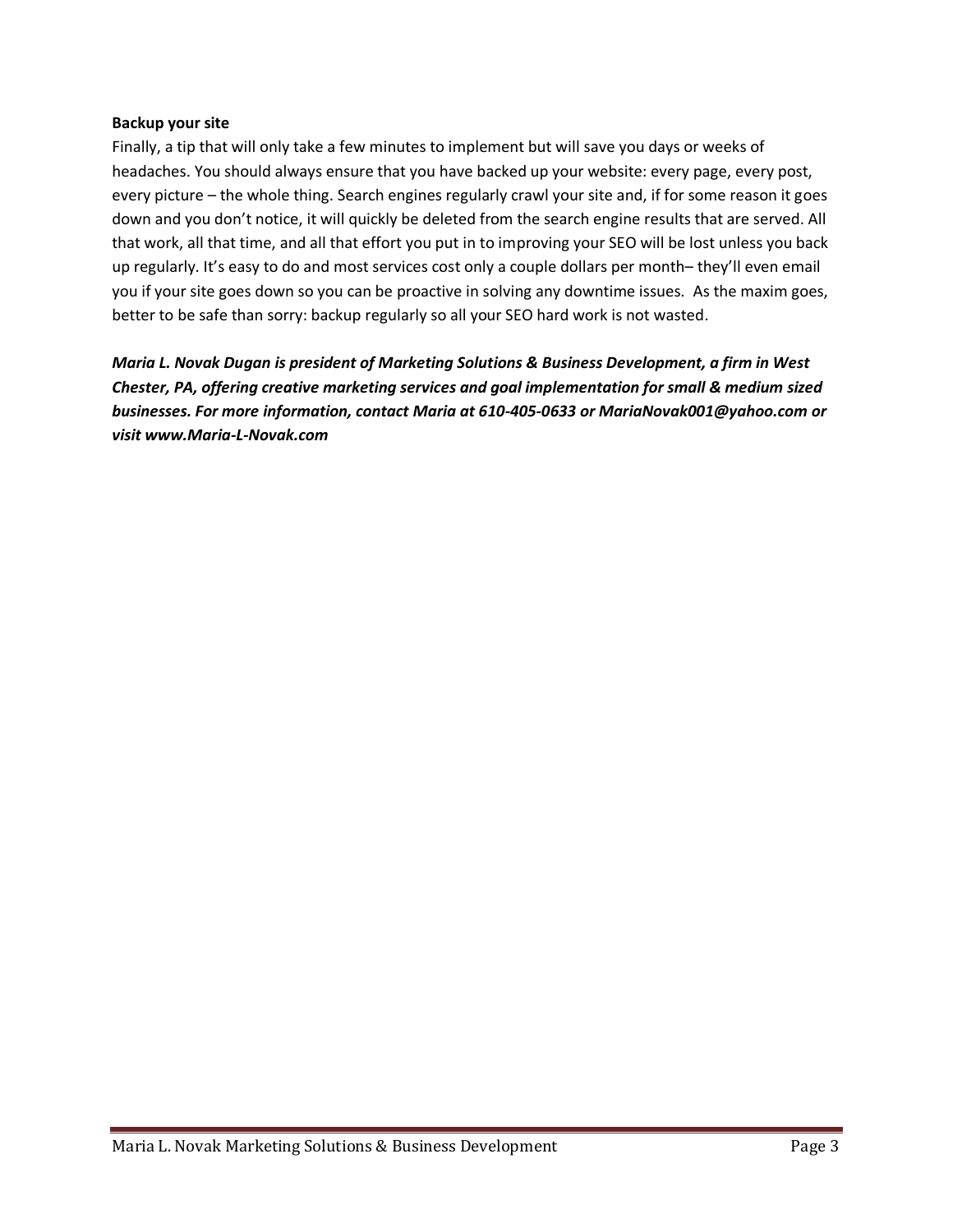**Backup your site**

Finally, a tip that will only take a few minutes to implement but will save you days or weeks of headaches. You should always ensure that you have backed up your website: every page, every post, every picture – the whole thing. Search engines regularly crawl your site and, if for some reason it goes down and you don't notice, it will quickly be deleted from the search engine results that are served. All that work, all that time, and all that effort you put in to improving your SEO will be lost unless you back up regularly. It's easy to do and most services cost only a couple dollars per month– they'll even email you if your site goes down so you can be proactive in solving any downtime issues. As the maxim goes, better to be safe than sorry: backup regularly so all your SEO hard work is not wasted.

***Maria L. Novak Dugan is president of Marketing Solutions & Business Development, a firm in West Chester, PA, offering creative marketing services and goal implementation for small & medium sized businesses. For more information, contact Maria at 610-405-0633 or MariaNovak001@yahoo.com or visit www.Maria-L-Novak.com***